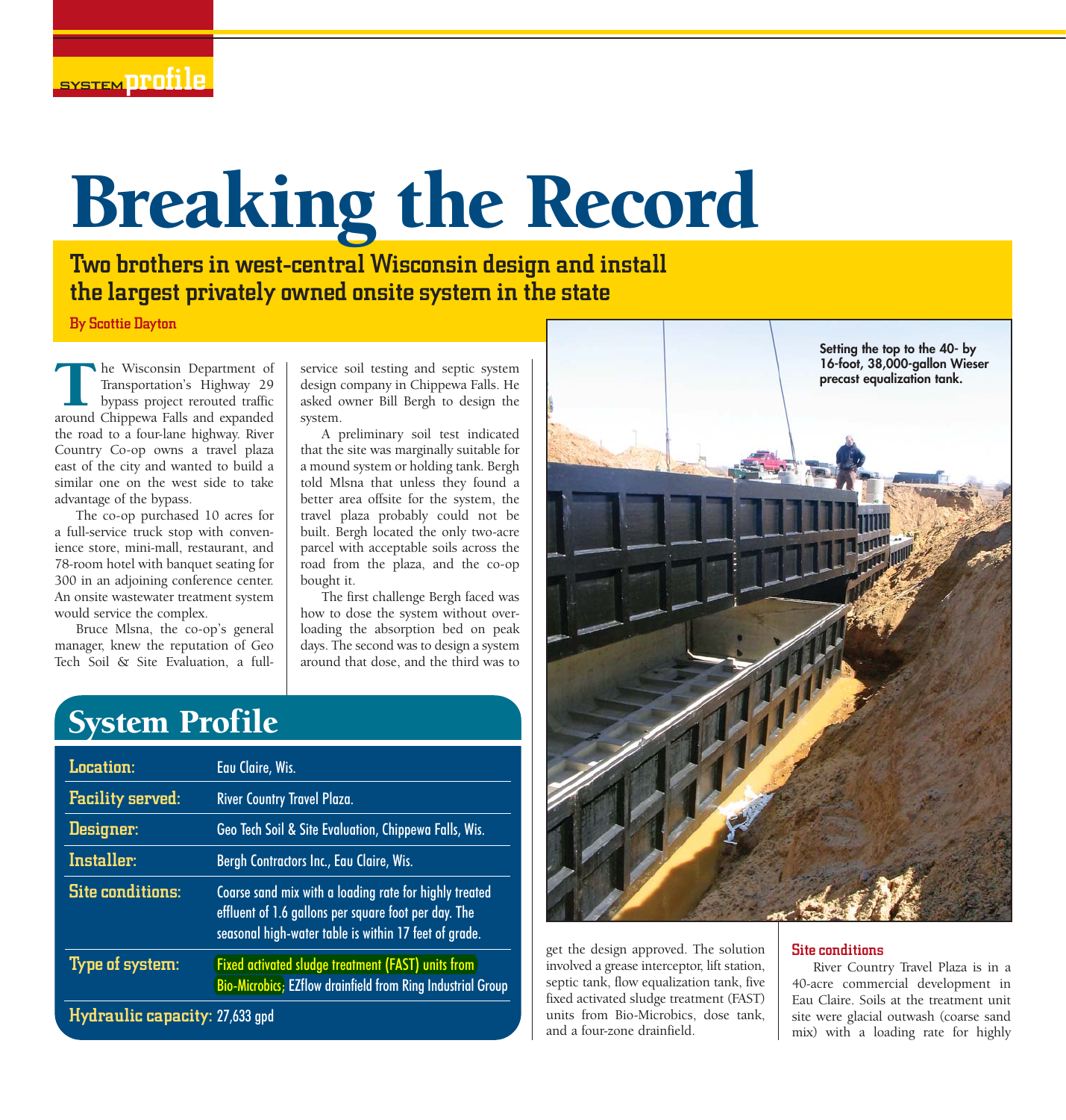SYSTEM **profile**

# Breaking the Record

## Two brothers in west-central Wisconsin design and install the largest privately owned onsite system in the state

**By Scottie Dayton**

The Wisconsin Department of Transportation's Highway 29 bypass project rerouted traffic around Chippewa Falls and expanded the road to a four-lane highway. River Country Co-op owns a travel plaza east of the city and wanted to build a similar one on the west side to take advantage of the bypass.

The co-op purchased 10 acres for a full-service truck stop with convenience store, mini-mall, restaurant, and 78-room hotel with banquet seating for 300 in an adjoining conference center. An onsite wastewater treatment system would service the complex.

Bruce Mlsna, the co-op's general manager, knew the reputation of Geo Tech Soil & Site Evaluation, a full-service soil testing and septic system design company in Chippewa Falls. He asked owner Bill Bergh to design the system.

A preliminary soil test indicated that the site was marginally suitable for a mound system or holding tank. Bergh told Mlsna that unless they found a better area offsite for the system, the travel plaza probably could not be built. Bergh located the only two-acre parcel with acceptable soils across the road from the plaza, and the co-op bought it.

The first challenge Bergh faced was how to dose the system without overloading the absorption bed on peak days. The second was to design a system around that dose, and the third was to get the design approved. The solution involved a grease interceptor, lift station, septic tank, flow equalization tank, five fixed activated sludge treatment (FAST) units from Bio-Microbics, dose tank, and a four-zone drainfield.

## System Profile

| | |
|---|---|
| **Location:** | Eau Claire, Wis. |
| **Facility served:** | River Country Travel Plaza. |
| **Designer:** | Geo Tech Soil & Site Evaluation, Chippewa Falls, Wis. |
| **Installer:** | Bergh Contractors Inc., Eau Claire, Wis. |
| **Site conditions:** | Coarse sand mix with a loading rate for highly treated effluent of 1.6 gallons per square foot per day. The seasonal high-water table is within 17 feet of grade. |
| **Type of system:** | Fixed activated sludge treatment (FAST) units from Bio-Microbics; EZflow drainfield from Ring Industrial Group |
| **Hydraulic capacity:** | 27,633 gpd |

Setting the top to the 40- by 16-foot, 38,000-gallon Wieser precast equalization tank.

### Site conditions

River Country Travel Plaza is in a 40-acre commercial development in Eau Claire. Soils at the treatment unit site were glacial outwash (coarse sand mix) with a loading rate for highly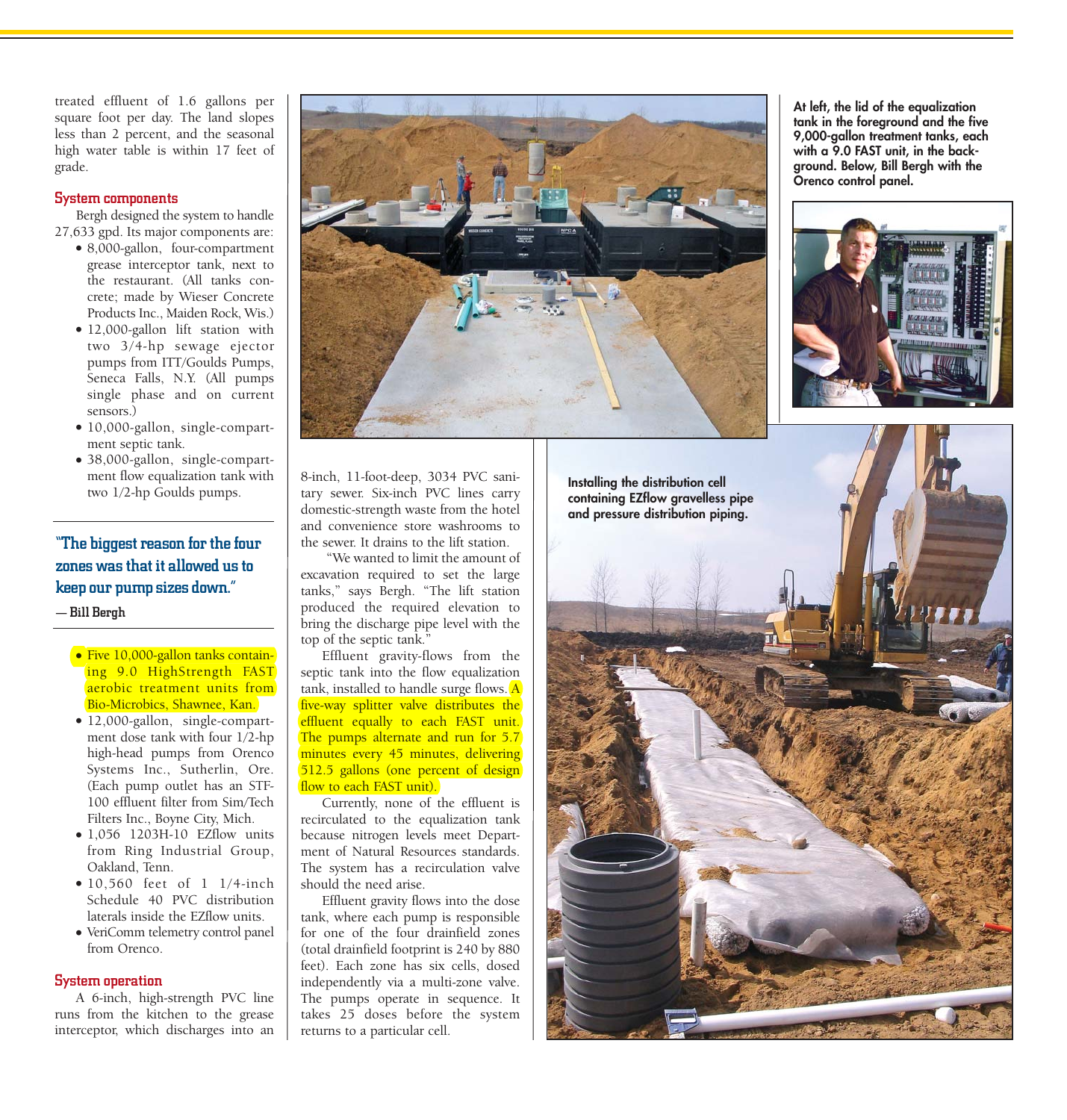treated effluent of 1.6 gallons per square foot per day. The land slopes less than 2 percent, and the seasonal high water table is within 17 feet of grade.

### System components

Bergh designed the system to handle 27,633 gpd. Its major components are:

- 8,000-gallon, four-compartment grease interceptor tank, next to the restaurant. (All tanks concrete; made by Wieser Concrete Products Inc., Maiden Rock, Wis.)
- 12,000-gallon lift station with two 3/4-hp sewage ejector pumps from ITT/Goulds Pumps, Seneca Falls, N.Y. (All pumps single phase and on current sensors.)
- 10,000-gallon, single-compartment septic tank.
- 38,000-gallon, single-compartment flow equalization tank with two 1/2-hp Goulds pumps.

**"The biggest reason for the four zones was that it allowed us to keep our pump sizes down."**
**— Bill Bergh**

- Five 10,000-gallon tanks containing 9.0 HighStrength FAST aerobic treatment units from Bio-Microbics, Shawnee, Kan.
- 12,000-gallon, single-compartment dose tank with four 1/2-hp high-head pumps from Orenco Systems Inc., Sutherlin, Ore. (Each pump outlet has an STF-100 effluent filter from Sim/Tech Filters Inc., Boyne City, Mich.
- 1,056 1203H-10 EZflow units from Ring Industrial Group, Oakland, Tenn.
- 10,560 feet of 1 1/4-inch Schedule 40 PVC distribution laterals inside the EZflow units.
- VeriComm telemetry control panel from Orenco.

### System operation

A 6-inch, high-strength PVC line runs from the kitchen to the grease interceptor, which discharges into an 8-inch, 11-foot-deep, 3034 PVC sanitary sewer. Six-inch PVC lines carry domestic-strength waste from the hotel and convenience store washrooms to the sewer. It drains to the lift station.

"We wanted to limit the amount of excavation required to set the large tanks," says Bergh. "The lift station produced the required elevation to bring the discharge pipe level with the top of the septic tank."

Effluent gravity-flows from the septic tank into the flow equalization tank, installed to handle surge flows. A five-way splitter valve distributes the effluent equally to each FAST unit. The pumps alternate and run for 5.7 minutes every 45 minutes, delivering 512.5 gallons (one percent of design flow to each FAST unit).

Currently, none of the effluent is recirculated to the equalization tank because nitrogen levels meet Department of Natural Resources standards. The system has a recirculation valve should the need arise.

Effluent gravity flows into the dose tank, where each pump is responsible for one of the four drainfield zones (total drainfield footprint is 240 by 880 feet). Each zone has six cells, dosed independently via a multi-zone valve. The pumps operate in sequence. It takes 25 doses before the system returns to a particular cell.

**At left, the lid of the equalization tank in the foreground and the five 9,000-gallon treatment tanks, each with a 9.0 FAST unit, in the background. Below, Bill Bergh with the Orenco control panel.**

**Installing the distribution cell containing EZflow gravelless pipe and pressure distribution piping.**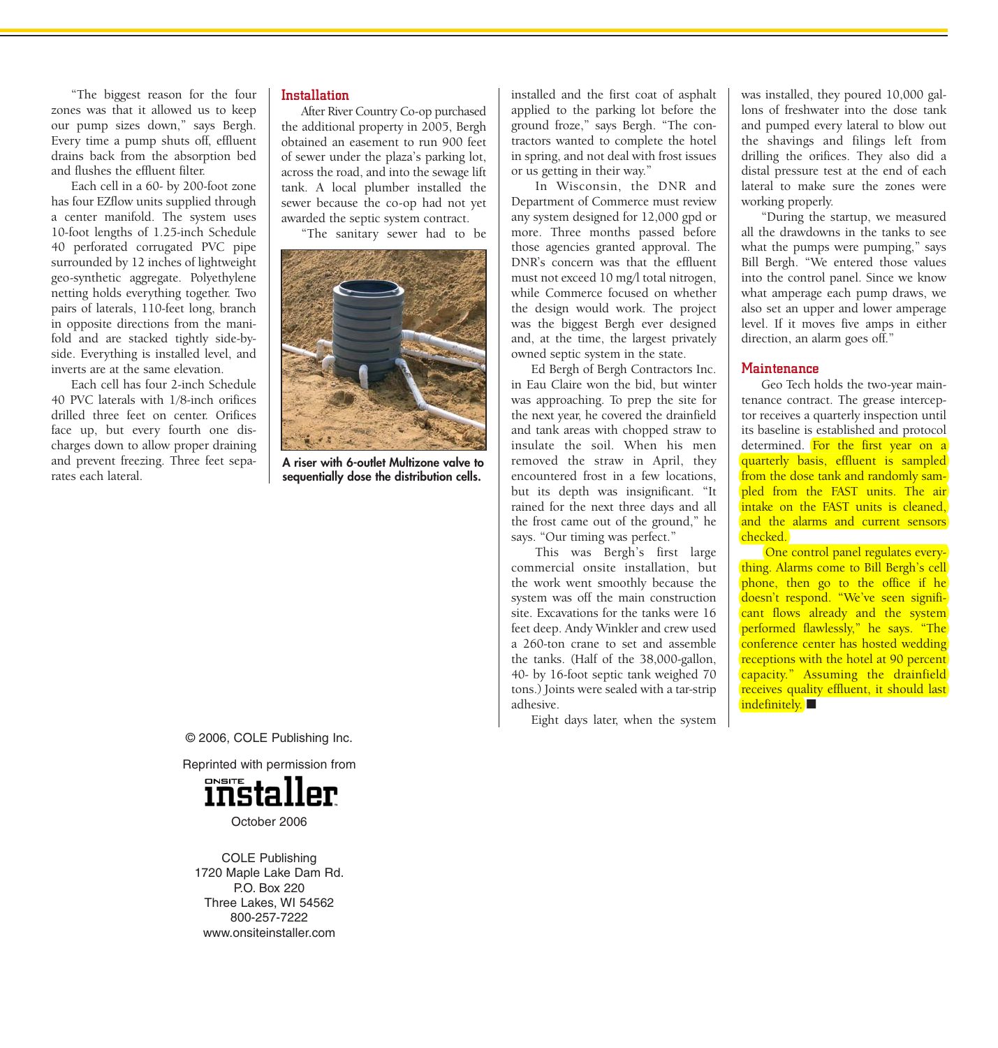"The biggest reason for the four zones was that it allowed us to keep our pump sizes down," says Bergh. Every time a pump shuts off, effluent drains back from the absorption bed and flushes the effluent filter.

Each cell in a 60- by 200-foot zone has four EZflow units supplied through a center manifold. The system uses 10-foot lengths of 1.25-inch Schedule 40 perforated corrugated PVC pipe surrounded by 12 inches of lightweight geo-synthetic aggregate. Polyethylene netting holds everything together. Two pairs of laterals, 110-feet long, branch in opposite directions from the manifold and are stacked tightly side-by-side. Everything is installed level, and inverts are at the same elevation.

Each cell has four 2-inch Schedule 40 PVC laterals with 1/8-inch orifices drilled three feet on center. Orifices face up, but every fourth one discharges down to allow proper draining and prevent freezing. Three feet separates each lateral.

## Installation

After River Country Co-op purchased the additional property in 2005, Bergh obtained an easement to run 900 feet of sewer under the plaza's parking lot, across the road, and into the sewage lift tank. A local plumber installed the sewer because the co-op had not yet awarded the septic system contract.

"The sanitary sewer had to be installed and the first coat of asphalt applied to the parking lot before the ground froze," says Bergh. "The contractors wanted to complete the hotel in spring, and not deal with frost issues or us getting in their way."

**A riser with 6-outlet Multizone valve to sequentially dose the distribution cells.**

In Wisconsin, the DNR and Department of Commerce must review any system designed for 12,000 gpd or more. Three months passed before those agencies granted approval. The DNR's concern was that the effluent must not exceed 10 mg/l total nitrogen, while Commerce focused on whether the design would work. The project was the biggest Bergh ever designed and, at the time, the largest privately owned septic system in the state.

Ed Bergh of Bergh Contractors Inc. in Eau Claire won the bid, but winter was approaching. To prep the site for the next year, he covered the drainfield and tank areas with chopped straw to insulate the soil. When his men removed the straw in April, they encountered frost in a few locations, but its depth was insignificant. "It rained for the next three days and all the frost came out of the ground," he says. "Our timing was perfect."

This was Bergh's first large commercial onsite installation, but the work went smoothly because the system was off the main construction site. Excavations for the tanks were 16 feet deep. Andy Winkler and crew used a 260-ton crane to set and assemble the tanks. (Half of the 38,000-gallon, 40- by 16-foot septic tank weighed 70 tons.) Joints were sealed with a tar-strip adhesive.

Eight days later, when the system was installed, they poured 10,000 gallons of freshwater into the dose tank and pumped every lateral to blow out the shavings and filings left from drilling the orifices. They also did a distal pressure test at the end of each lateral to make sure the zones were working properly.

"During the startup, we measured all the drawdowns in the tanks to see what the pumps were pumping," says Bill Bergh. "We entered those values into the control panel. Since we know what amperage each pump draws, we also set an upper and lower amperage level. If it moves five amps in either direction, an alarm goes off."

## Maintenance

Geo Tech holds the two-year maintenance contract. The grease interceptor receives a quarterly inspection until its baseline is established and protocol determined. For the first year on a quarterly basis, effluent is sampled from the dose tank and randomly sampled from the FAST units. The air intake on the FAST units is cleaned, and the alarms and current sensors checked.

One control panel regulates everything. Alarms come to Bill Bergh's cell phone, then go to the office if he doesn't respond. "We've seen significant flows already and the system performed flawlessly," he says. "The conference center has hosted wedding receptions with the hotel at 90 percent capacity." Assuming the drainfield receives quality effluent, it should last indefinitely. ■

© 2006, COLE Publishing Inc.

Reprinted with permission from

ONSITE installer

October 2006

COLE Publishing
1720 Maple Lake Dam Rd.
P.O. Box 220
Three Lakes, WI 54562
800-257-7222
www.onsiteinstaller.com